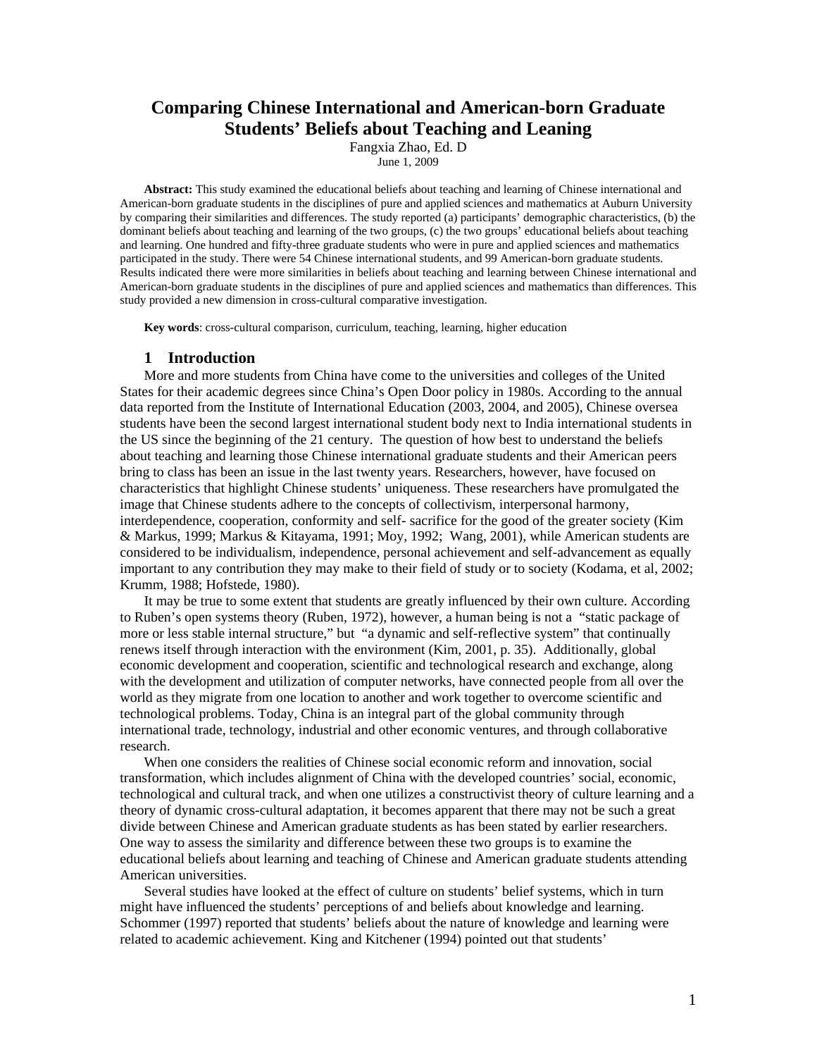# Comparing Chinese International and American-born Graduate Students' Beliefs about Teaching and Leaning

Fangxia Zhao, Ed. D

June 1, 2009

**Abstract:** This study examined the educational beliefs about teaching and learning of Chinese international and American-born graduate students in the disciplines of pure and applied sciences and mathematics at Auburn University by comparing their similarities and differences. The study reported (a) participants' demographic characteristics, (b) the dominant beliefs about teaching and learning of the two groups, (c) the two groups' educational beliefs about teaching and learning. One hundred and fifty-three graduate students who were in pure and applied sciences and mathematics participated in the study. There were 54 Chinese international students, and 99 American-born graduate students. Results indicated there were more similarities in beliefs about teaching and learning between Chinese international and American-born graduate students in the disciplines of pure and applied sciences and mathematics than differences. This study provided a new dimension in cross-cultural comparative investigation.

**Key words**: cross-cultural comparison, curriculum, teaching, learning, higher education

## 1 Introduction

More and more students from China have come to the universities and colleges of the United States for their academic degrees since China's Open Door policy in 1980s. According to the annual data reported from the Institute of International Education (2003, 2004, and 2005), Chinese oversea students have been the second largest international student body next to India international students in the US since the beginning of the 21 century. The question of how best to understand the beliefs about teaching and learning those Chinese international graduate students and their American peers bring to class has been an issue in the last twenty years. Researchers, however, have focused on characteristics that highlight Chinese students' uniqueness. These researchers have promulgated the image that Chinese students adhere to the concepts of collectivism, interpersonal harmony, interdependence, cooperation, conformity and self- sacrifice for the good of the greater society (Kim & Markus, 1999; Markus & Kitayama, 1991; Moy, 1992; Wang, 2001), while American students are considered to be individualism, independence, personal achievement and self-advancement as equally important to any contribution they may make to their field of study or to society (Kodama, et al, 2002; Krumm, 1988; Hofstede, 1980).

It may be true to some extent that students are greatly influenced by their own culture. According to Ruben's open systems theory (Ruben, 1972), however, a human being is not a "static package of more or less stable internal structure," but "a dynamic and self-reflective system" that continually renews itself through interaction with the environment (Kim, 2001, p. 35). Additionally, global economic development and cooperation, scientific and technological research and exchange, along with the development and utilization of computer networks, have connected people from all over the world as they migrate from one location to another and work together to overcome scientific and technological problems. Today, China is an integral part of the global community through international trade, technology, industrial and other economic ventures, and through collaborative research.

When one considers the realities of Chinese social economic reform and innovation, social transformation, which includes alignment of China with the developed countries' social, economic, technological and cultural track, and when one utilizes a constructivist theory of culture learning and a theory of dynamic cross-cultural adaptation, it becomes apparent that there may not be such a great divide between Chinese and American graduate students as has been stated by earlier researchers. One way to assess the similarity and difference between these two groups is to examine the educational beliefs about learning and teaching of Chinese and American graduate students attending American universities.

Several studies have looked at the effect of culture on students' belief systems, which in turn might have influenced the students' perceptions of and beliefs about knowledge and learning. Schommer (1997) reported that students' beliefs about the nature of knowledge and learning were related to academic achievement. King and Kitchener (1994) pointed out that students'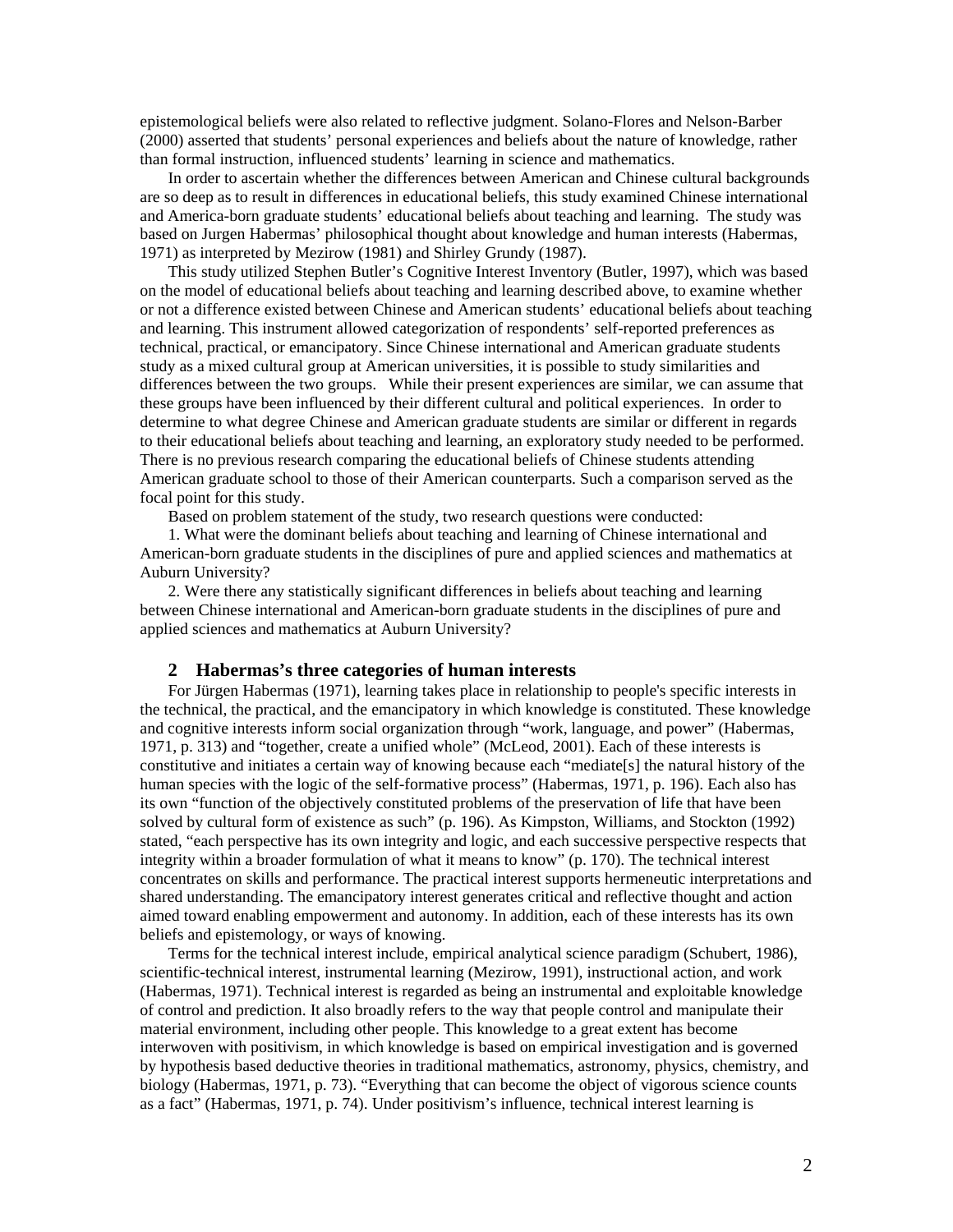epistemological beliefs were also related to reflective judgment. Solano-Flores and Nelson-Barber (2000) asserted that students' personal experiences and beliefs about the nature of knowledge, rather than formal instruction, influenced students' learning in science and mathematics.

In order to ascertain whether the differences between American and Chinese cultural backgrounds are so deep as to result in differences in educational beliefs, this study examined Chinese international and America-born graduate students' educational beliefs about teaching and learning. The study was based on Jurgen Habermas' philosophical thought about knowledge and human interests (Habermas, 1971) as interpreted by Mezirow (1981) and Shirley Grundy (1987).

This study utilized Stephen Butler's Cognitive Interest Inventory (Butler, 1997), which was based on the model of educational beliefs about teaching and learning described above, to examine whether or not a difference existed between Chinese and American students' educational beliefs about teaching and learning. This instrument allowed categorization of respondents' self-reported preferences as technical, practical, or emancipatory. Since Chinese international and American graduate students study as a mixed cultural group at American universities, it is possible to study similarities and differences between the two groups. While their present experiences are similar, we can assume that these groups have been influenced by their different cultural and political experiences. In order to determine to what degree Chinese and American graduate students are similar or different in regards to their educational beliefs about teaching and learning, an exploratory study needed to be performed. There is no previous research comparing the educational beliefs of Chinese students attending American graduate school to those of their American counterparts. Such a comparison served as the focal point for this study.

Based on problem statement of the study, two research questions were conducted:

1. What were the dominant beliefs about teaching and learning of Chinese international and American-born graduate students in the disciplines of pure and applied sciences and mathematics at Auburn University?

2. Were there any statistically significant differences in beliefs about teaching and learning between Chinese international and American-born graduate students in the disciplines of pure and applied sciences and mathematics at Auburn University?

## 2 Habermas's three categories of human interests

For Jürgen Habermas (1971), learning takes place in relationship to people's specific interests in the technical, the practical, and the emancipatory in which knowledge is constituted. These knowledge and cognitive interests inform social organization through "work, language, and power" (Habermas, 1971, p. 313) and "together, create a unified whole" (McLeod, 2001). Each of these interests is constitutive and initiates a certain way of knowing because each "mediate[s] the natural history of the human species with the logic of the self-formative process" (Habermas, 1971, p. 196). Each also has its own "function of the objectively constituted problems of the preservation of life that have been solved by cultural form of existence as such" (p. 196). As Kimpston, Williams, and Stockton (1992) stated, "each perspective has its own integrity and logic, and each successive perspective respects that integrity within a broader formulation of what it means to know" (p. 170). The technical interest concentrates on skills and performance. The practical interest supports hermeneutic interpretations and shared understanding. The emancipatory interest generates critical and reflective thought and action aimed toward enabling empowerment and autonomy. In addition, each of these interests has its own beliefs and epistemology, or ways of knowing.

Terms for the technical interest include, empirical analytical science paradigm (Schubert, 1986), scientific-technical interest, instrumental learning (Mezirow, 1991), instructional action, and work (Habermas, 1971). Technical interest is regarded as being an instrumental and exploitable knowledge of control and prediction. It also broadly refers to the way that people control and manipulate their material environment, including other people. This knowledge to a great extent has become interwoven with positivism, in which knowledge is based on empirical investigation and is governed by hypothesis based deductive theories in traditional mathematics, astronomy, physics, chemistry, and biology (Habermas, 1971, p. 73). "Everything that can become the object of vigorous science counts as a fact" (Habermas, 1971, p. 74). Under positivism's influence, technical interest learning is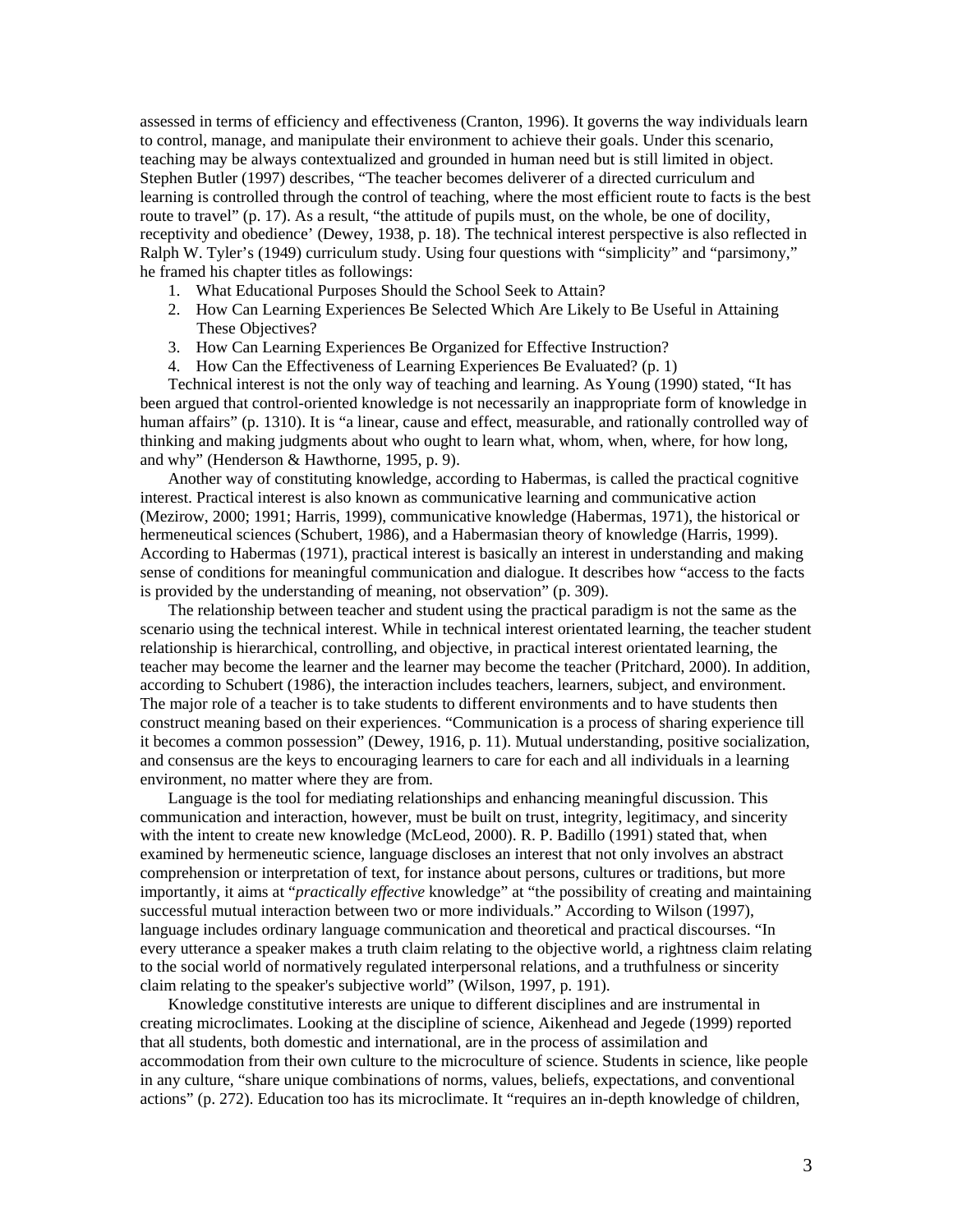assessed in terms of efficiency and effectiveness (Cranton, 1996). It governs the way individuals learn to control, manage, and manipulate their environment to achieve their goals. Under this scenario, teaching may be always contextualized and grounded in human need but is still limited in object. Stephen Butler (1997) describes, "The teacher becomes deliverer of a directed curriculum and learning is controlled through the control of teaching, where the most efficient route to facts is the best route to travel" (p. 17). As a result, "the attitude of pupils must, on the whole, be one of docility, receptivity and obedience' (Dewey, 1938, p. 18). The technical interest perspective is also reflected in Ralph W. Tyler's (1949) curriculum study. Using four questions with "simplicity" and "parsimony," he framed his chapter titles as followings:

1. What Educational Purposes Should the School Seek to Attain?
2. How Can Learning Experiences Be Selected Which Are Likely to Be Useful in Attaining These Objectives?
3. How Can Learning Experiences Be Organized for Effective Instruction?
4. How Can the Effectiveness of Learning Experiences Be Evaluated? (p. 1)

Technical interest is not the only way of teaching and learning. As Young (1990) stated, "It has been argued that control-oriented knowledge is not necessarily an inappropriate form of knowledge in human affairs" (p. 1310). It is "a linear, cause and effect, measurable, and rationally controlled way of thinking and making judgments about who ought to learn what, whom, when, where, for how long, and why" (Henderson & Hawthorne, 1995, p. 9).

Another way of constituting knowledge, according to Habermas, is called the practical cognitive interest. Practical interest is also known as communicative learning and communicative action (Mezirow, 2000; 1991; Harris, 1999), communicative knowledge (Habermas, 1971), the historical or hermeneutical sciences (Schubert, 1986), and a Habermasian theory of knowledge (Harris, 1999). According to Habermas (1971), practical interest is basically an interest in understanding and making sense of conditions for meaningful communication and dialogue. It describes how "access to the facts is provided by the understanding of meaning, not observation" (p. 309).

The relationship between teacher and student using the practical paradigm is not the same as the scenario using the technical interest. While in technical interest orientated learning, the teacher student relationship is hierarchical, controlling, and objective, in practical interest orientated learning, the teacher may become the learner and the learner may become the teacher (Pritchard, 2000). In addition, according to Schubert (1986), the interaction includes teachers, learners, subject, and environment. The major role of a teacher is to take students to different environments and to have students then construct meaning based on their experiences. "Communication is a process of sharing experience till it becomes a common possession" (Dewey, 1916, p. 11). Mutual understanding, positive socialization, and consensus are the keys to encouraging learners to care for each and all individuals in a learning environment, no matter where they are from.

Language is the tool for mediating relationships and enhancing meaningful discussion. This communication and interaction, however, must be built on trust, integrity, legitimacy, and sincerity with the intent to create new knowledge (McLeod, 2000). R. P. Badillo (1991) stated that, when examined by hermeneutic science, language discloses an interest that not only involves an abstract comprehension or interpretation of text, for instance about persons, cultures or traditions, but more importantly, it aims at "*practically effective* knowledge" at "the possibility of creating and maintaining successful mutual interaction between two or more individuals." According to Wilson (1997), language includes ordinary language communication and theoretical and practical discourses. "In every utterance a speaker makes a truth claim relating to the objective world, a rightness claim relating to the social world of normatively regulated interpersonal relations, and a truthfulness or sincerity claim relating to the speaker's subjective world" (Wilson, 1997, p. 191).

Knowledge constitutive interests are unique to different disciplines and are instrumental in creating microclimates. Looking at the discipline of science, Aikenhead and Jegede (1999) reported that all students, both domestic and international, are in the process of assimilation and accommodation from their own culture to the microculture of science. Students in science, like people in any culture, "share unique combinations of norms, values, beliefs, expectations, and conventional actions" (p. 272). Education too has its microclimate. It "requires an in-depth knowledge of children,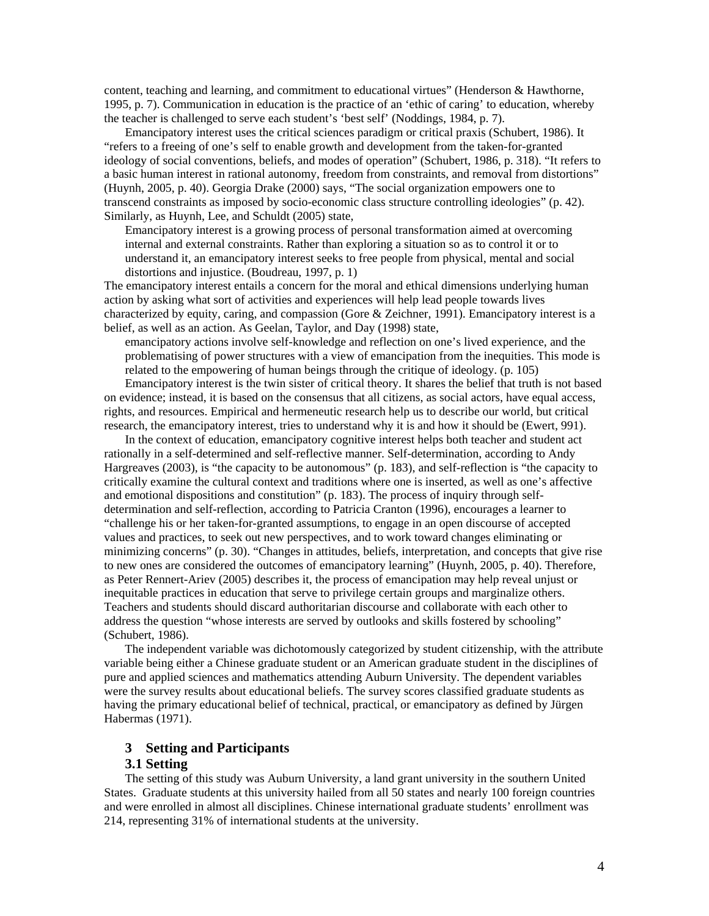content, teaching and learning, and commitment to educational virtues" (Henderson & Hawthorne, 1995, p. 7). Communication in education is the practice of an 'ethic of caring' to education, whereby the teacher is challenged to serve each student's 'best self' (Noddings, 1984, p. 7).

Emancipatory interest uses the critical sciences paradigm or critical praxis (Schubert, 1986). It "refers to a freeing of one's self to enable growth and development from the taken-for-granted ideology of social conventions, beliefs, and modes of operation" (Schubert, 1986, p. 318). "It refers to a basic human interest in rational autonomy, freedom from constraints, and removal from distortions" (Huynh, 2005, p. 40). Georgia Drake (2000) says, "The social organization empowers one to transcend constraints as imposed by socio-economic class structure controlling ideologies" (p. 42). Similarly, as Huynh, Lee, and Schuldt (2005) state,

> Emancipatory interest is a growing process of personal transformation aimed at overcoming internal and external constraints. Rather than exploring a situation so as to control it or to understand it, an emancipatory interest seeks to free people from physical, mental and social distortions and injustice. (Boudreau, 1997, p. 1)

The emancipatory interest entails a concern for the moral and ethical dimensions underlying human action by asking what sort of activities and experiences will help lead people towards lives characterized by equity, caring, and compassion (Gore & Zeichner, 1991). Emancipatory interest is a belief, as well as an action. As Geelan, Taylor, and Day (1998) state,

> emancipatory actions involve self-knowledge and reflection on one's lived experience, and the problematising of power structures with a view of emancipation from the inequities. This mode is related to the empowering of human beings through the critique of ideology. (p. 105)

Emancipatory interest is the twin sister of critical theory. It shares the belief that truth is not based on evidence; instead, it is based on the consensus that all citizens, as social actors, have equal access, rights, and resources. Empirical and hermeneutic research help us to describe our world, but critical research, the emancipatory interest, tries to understand why it is and how it should be (Ewert, 991).

In the context of education, emancipatory cognitive interest helps both teacher and student act rationally in a self-determined and self-reflective manner. Self-determination, according to Andy Hargreaves (2003), is "the capacity to be autonomous" (p. 183), and self-reflection is "the capacity to critically examine the cultural context and traditions where one is inserted, as well as one's affective and emotional dispositions and constitution" (p. 183). The process of inquiry through self-determination and self-reflection, according to Patricia Cranton (1996), encourages a learner to "challenge his or her taken-for-granted assumptions, to engage in an open discourse of accepted values and practices, to seek out new perspectives, and to work toward changes eliminating or minimizing concerns" (p. 30). "Changes in attitudes, beliefs, interpretation, and concepts that give rise to new ones are considered the outcomes of emancipatory learning" (Huynh, 2005, p. 40). Therefore, as Peter Rennert-Ariev (2005) describes it, the process of emancipation may help reveal unjust or inequitable practices in education that serve to privilege certain groups and marginalize others. Teachers and students should discard authoritarian discourse and collaborate with each other to address the question "whose interests are served by outlooks and skills fostered by schooling" (Schubert, 1986).

The independent variable was dichotomously categorized by student citizenship, with the attribute variable being either a Chinese graduate student or an American graduate student in the disciplines of pure and applied sciences and mathematics attending Auburn University. The dependent variables were the survey results about educational beliefs. The survey scores classified graduate students as having the primary educational belief of technical, practical, or emancipatory as defined by Jürgen Habermas (1971).

## 3 Setting and Participants

### 3.1 Setting

The setting of this study was Auburn University, a land grant university in the southern United States. Graduate students at this university hailed from all 50 states and nearly 100 foreign countries and were enrolled in almost all disciplines. Chinese international graduate students' enrollment was 214, representing 31% of international students at the university.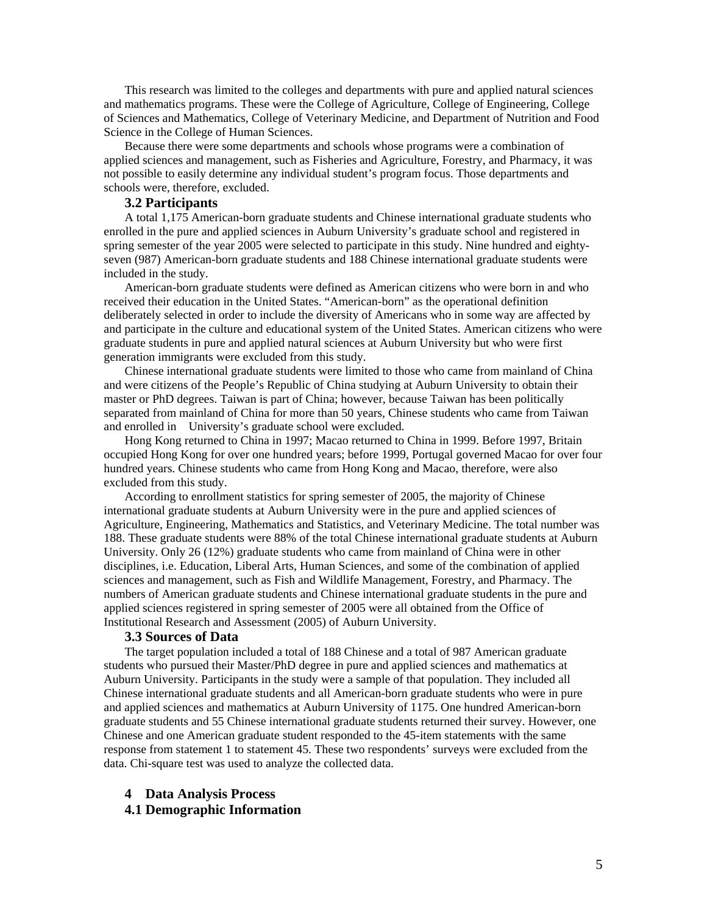This research was limited to the colleges and departments with pure and applied natural sciences and mathematics programs. These were the College of Agriculture, College of Engineering, College of Sciences and Mathematics, College of Veterinary Medicine, and Department of Nutrition and Food Science in the College of Human Sciences.

Because there were some departments and schools whose programs were a combination of applied sciences and management, such as Fisheries and Agriculture, Forestry, and Pharmacy, it was not possible to easily determine any individual student's program focus. Those departments and schools were, therefore, excluded.

### 3.2 Participants

A total 1,175 American-born graduate students and Chinese international graduate students who enrolled in the pure and applied sciences in Auburn University's graduate school and registered in spring semester of the year 2005 were selected to participate in this study. Nine hundred and eighty-seven (987) American-born graduate students and 188 Chinese international graduate students were included in the study.

American-born graduate students were defined as American citizens who were born in and who received their education in the United States. "American-born" as the operational definition deliberately selected in order to include the diversity of Americans who in some way are affected by and participate in the culture and educational system of the United States. American citizens who were graduate students in pure and applied natural sciences at Auburn University but who were first generation immigrants were excluded from this study.

Chinese international graduate students were limited to those who came from mainland of China and were citizens of the People's Republic of China studying at Auburn University to obtain their master or PhD degrees. Taiwan is part of China; however, because Taiwan has been politically separated from mainland of China for more than 50 years, Chinese students who came from Taiwan and enrolled in University's graduate school were excluded.

Hong Kong returned to China in 1997; Macao returned to China in 1999. Before 1997, Britain occupied Hong Kong for over one hundred years; before 1999, Portugal governed Macao for over four hundred years. Chinese students who came from Hong Kong and Macao, therefore, were also excluded from this study.

According to enrollment statistics for spring semester of 2005, the majority of Chinese international graduate students at Auburn University were in the pure and applied sciences of Agriculture, Engineering, Mathematics and Statistics, and Veterinary Medicine. The total number was 188. These graduate students were 88% of the total Chinese international graduate students at Auburn University. Only 26 (12%) graduate students who came from mainland of China were in other disciplines, i.e. Education, Liberal Arts, Human Sciences, and some of the combination of applied sciences and management, such as Fish and Wildlife Management, Forestry, and Pharmacy. The numbers of American graduate students and Chinese international graduate students in the pure and applied sciences registered in spring semester of 2005 were all obtained from the Office of Institutional Research and Assessment (2005) of Auburn University.

### 3.3 Sources of Data

The target population included a total of 188 Chinese and a total of 987 American graduate students who pursued their Master/PhD degree in pure and applied sciences and mathematics at Auburn University. Participants in the study were a sample of that population. They included all Chinese international graduate students and all American-born graduate students who were in pure and applied sciences and mathematics at Auburn University of 1175. One hundred American-born graduate students and 55 Chinese international graduate students returned their survey. However, one Chinese and one American graduate student responded to the 45-item statements with the same response from statement 1 to statement 45. These two respondents' surveys were excluded from the data. Chi-square test was used to analyze the collected data.

## 4 Data Analysis Process

### 4.1 Demographic Information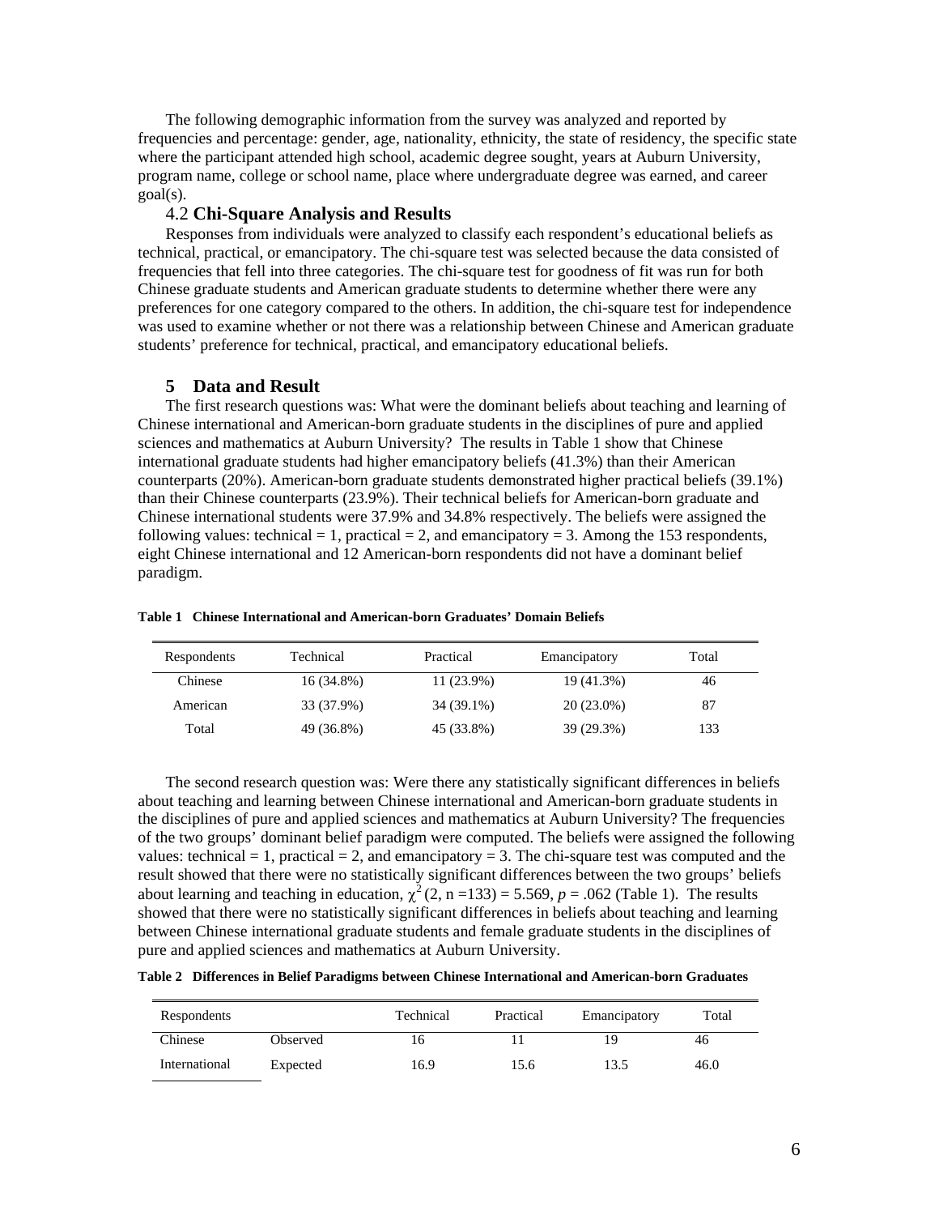The following demographic information from the survey was analyzed and reported by frequencies and percentage: gender, age, nationality, ethnicity, the state of residency, the specific state where the participant attended high school, academic degree sought, years at Auburn University, program name, college or school name, place where undergraduate degree was earned, and career goal(s).

### 4.2 **Chi-Square Analysis and Results**

Responses from individuals were analyzed to classify each respondent's educational beliefs as technical, practical, or emancipatory. The chi-square test was selected because the data consisted of frequencies that fell into three categories. The chi-square test for goodness of fit was run for both Chinese graduate students and American graduate students to determine whether there were any preferences for one category compared to the others. In addition, the chi-square test for independence was used to examine whether or not there was a relationship between Chinese and American graduate students' preference for technical, practical, and emancipatory educational beliefs.

## 5 Data and Result

The first research questions was: What were the dominant beliefs about teaching and learning of Chinese international and American-born graduate students in the disciplines of pure and applied sciences and mathematics at Auburn University? The results in Table 1 show that Chinese international graduate students had higher emancipatory beliefs (41.3%) than their American counterparts (20%). American-born graduate students demonstrated higher practical beliefs (39.1%) than their Chinese counterparts (23.9%). Their technical beliefs for American-born graduate and Chinese international students were 37.9% and 34.8% respectively. The beliefs were assigned the following values: technical = 1, practical = 2, and emancipatory = 3. Among the 153 respondents, eight Chinese international and 12 American-born respondents did not have a dominant belief paradigm.

**Table 1 Chinese International and American-born Graduates' Domain Beliefs**

| Respondents | Technical | Practical | Emancipatory | Total |
|---|---|---|---|---|
| Chinese | 16 (34.8%) | 11 (23.9%) | 19 (41.3%) | 46 |
| American | 33 (37.9%) | 34 (39.1%) | 20 (23.0%) | 87 |
| Total | 49 (36.8%) | 45 (33.8%) | 39 (29.3%) | 133 |

The second research question was: Were there any statistically significant differences in beliefs about teaching and learning between Chinese international and American-born graduate students in the disciplines of pure and applied sciences and mathematics at Auburn University? The frequencies of the two groups' dominant belief paradigm were computed. The beliefs were assigned the following values: technical = 1, practical = 2, and emancipatory = 3. The chi-square test was computed and the result showed that there were no statistically significant differences between the two groups' beliefs about learning and teaching in education, $\chi^2\,(2, n = 133) = 5.569$, $p = .062$ (Table 1). The results showed that there were no statistically significant differences in beliefs about teaching and learning between Chinese international graduate students and female graduate students in the disciplines of pure and applied sciences and mathematics at Auburn University.

**Table 2 Differences in Belief Paradigms between Chinese International and American-born Graduates**

| Respondents | | Technical | Practical | Emancipatory | Total |
|---|---|---|---|---|---|
| Chinese International | Observed | 16 | 11 | 19 | 46 |
| | Expected | 16.9 | 15.6 | 13.5 | 46.0 |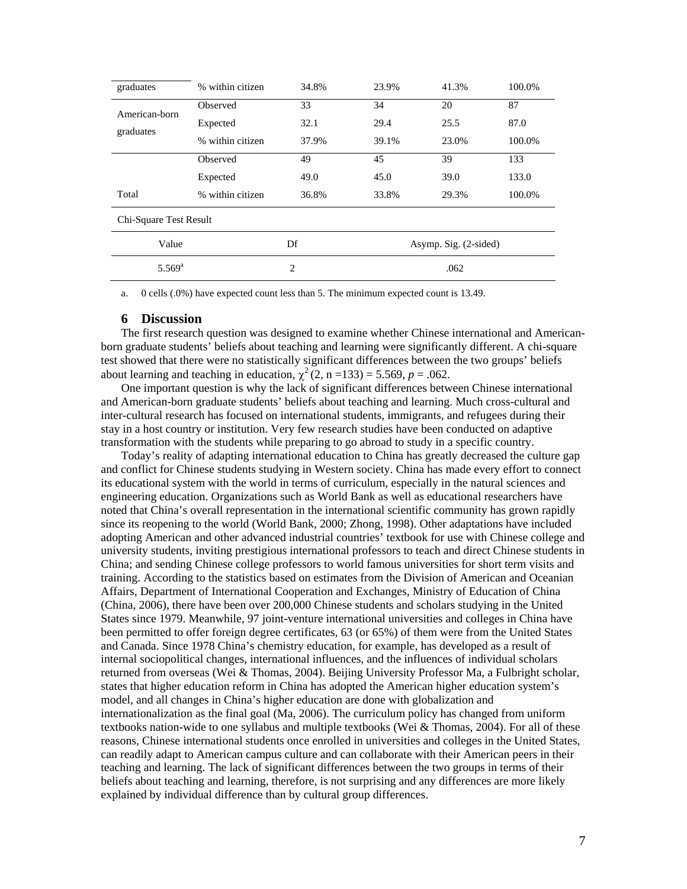| | | | | | |
|---|---|---|---|---|---|
| graduates | % within citizen | 34.8% | 23.9% | 41.3% | 100.0% |
| American-born graduates | Observed | 33 | 34 | 20 | 87 |
| | Expected | 32.1 | 29.4 | 25.5 | 87.0 |
| | % within citizen | 37.9% | 39.1% | 23.0% | 100.0% |
| Total | Observed | 49 | 45 | 39 | 133 |
| | Expected | 49.0 | 45.0 | 39.0 | 133.0 |
| | % within citizen | 36.8% | 33.8% | 29.3% | 100.0% |

Chi-Square Test Result

| Value | Df | Asymp. Sig. (2-sided) |
|---|---|---|
| 5.569[a] | 2 | .062 |

a. 0 cells (.0%) have expected count less than 5. The minimum expected count is 13.49.

## 6 Discussion

The first research question was designed to examine whether Chinese international and American-born graduate students' beliefs about teaching and learning were significantly different. A chi-square test showed that there were no statistically significant differences between the two groups' beliefs about learning and teaching in education, $\chi^2$ (2, n =133) = 5.569, $p$ = .062.

One important question is why the lack of significant differences between Chinese international and American-born graduate students' beliefs about teaching and learning. Much cross-cultural and inter-cultural research has focused on international students, immigrants, and refugees during their stay in a host country or institution. Very few research studies have been conducted on adaptive transformation with the students while preparing to go abroad to study in a specific country.

Today's reality of adapting international education to China has greatly decreased the culture gap and conflict for Chinese students studying in Western society. China has made every effort to connect its educational system with the world in terms of curriculum, especially in the natural sciences and engineering education. Organizations such as World Bank as well as educational researchers have noted that China's overall representation in the international scientific community has grown rapidly since its reopening to the world (World Bank, 2000; Zhong, 1998). Other adaptations have included adopting American and other advanced industrial countries' textbook for use with Chinese college and university students, inviting prestigious international professors to teach and direct Chinese students in China; and sending Chinese college professors to world famous universities for short term visits and training. According to the statistics based on estimates from the Division of American and Oceanian Affairs, Department of International Cooperation and Exchanges, Ministry of Education of China (China, 2006), there have been over 200,000 Chinese students and scholars studying in the United States since 1979. Meanwhile, 97 joint-venture international universities and colleges in China have been permitted to offer foreign degree certificates, 63 (or 65%) of them were from the United States and Canada. Since 1978 China's chemistry education, for example, has developed as a result of internal sociopolitical changes, international influences, and the influences of individual scholars returned from overseas (Wei & Thomas, 2004). Beijing University Professor Ma, a Fulbright scholar, states that higher education reform in China has adopted the American higher education system's model, and all changes in China's higher education are done with globalization and internationalization as the final goal (Ma, 2006). The curriculum policy has changed from uniform textbooks nation-wide to one syllabus and multiple textbooks (Wei & Thomas, 2004). For all of these reasons, Chinese international students once enrolled in universities and colleges in the United States, can readily adapt to American campus culture and can collaborate with their American peers in their teaching and learning. The lack of significant differences between the two groups in terms of their beliefs about teaching and learning, therefore, is not surprising and any differences are more likely explained by individual difference than by cultural group differences.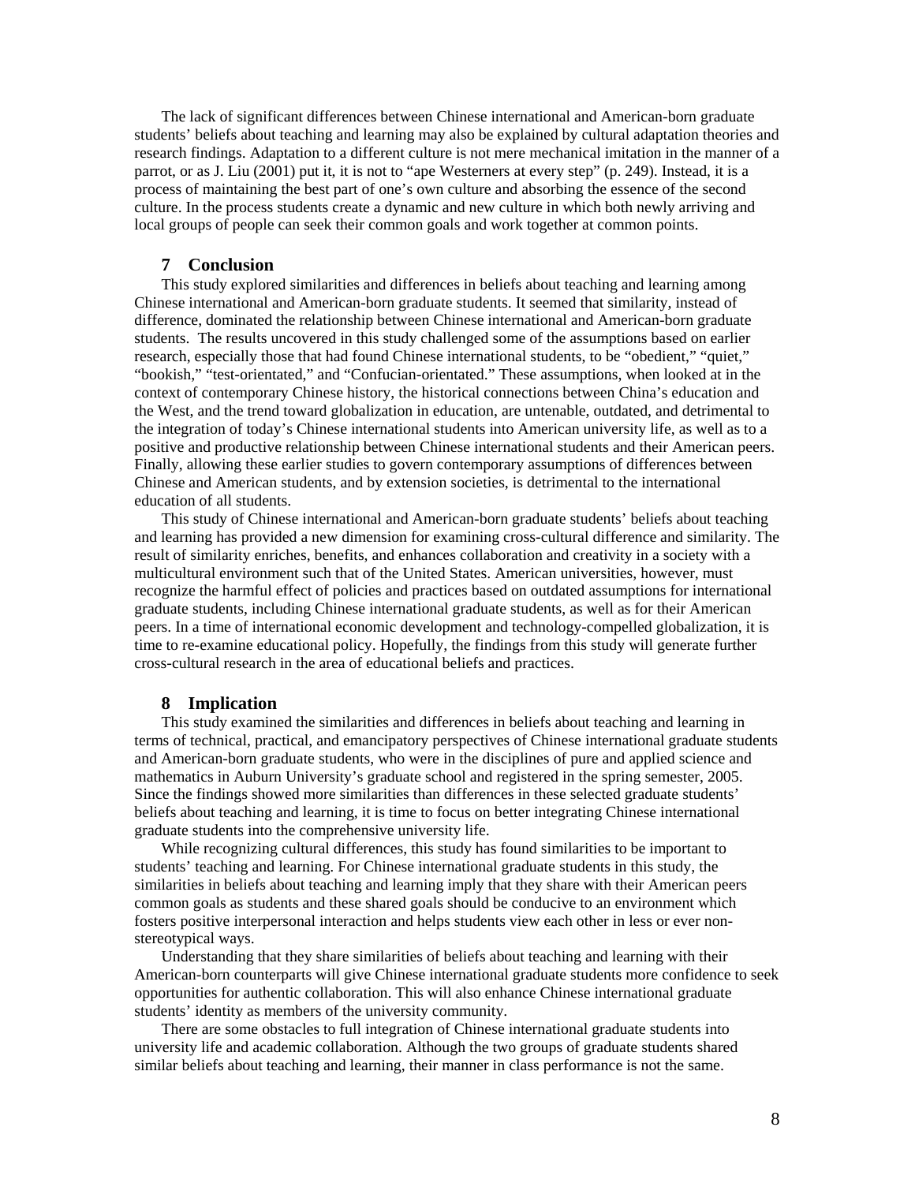The lack of significant differences between Chinese international and American-born graduate students' beliefs about teaching and learning may also be explained by cultural adaptation theories and research findings. Adaptation to a different culture is not mere mechanical imitation in the manner of a parrot, or as J. Liu (2001) put it, it is not to "ape Westerners at every step" (p. 249). Instead, it is a process of maintaining the best part of one's own culture and absorbing the essence of the second culture. In the process students create a dynamic and new culture in which both newly arriving and local groups of people can seek their common goals and work together at common points.

## 7 Conclusion

This study explored similarities and differences in beliefs about teaching and learning among Chinese international and American-born graduate students. It seemed that similarity, instead of difference, dominated the relationship between Chinese international and American-born graduate students. The results uncovered in this study challenged some of the assumptions based on earlier research, especially those that had found Chinese international students, to be "obedient," "quiet," "bookish," "test-orientated," and "Confucian-orientated." These assumptions, when looked at in the context of contemporary Chinese history, the historical connections between China's education and the West, and the trend toward globalization in education, are untenable, outdated, and detrimental to the integration of today's Chinese international students into American university life, as well as to a positive and productive relationship between Chinese international students and their American peers. Finally, allowing these earlier studies to govern contemporary assumptions of differences between Chinese and American students, and by extension societies, is detrimental to the international education of all students.

This study of Chinese international and American-born graduate students' beliefs about teaching and learning has provided a new dimension for examining cross-cultural difference and similarity. The result of similarity enriches, benefits, and enhances collaboration and creativity in a society with a multicultural environment such that of the United States. American universities, however, must recognize the harmful effect of policies and practices based on outdated assumptions for international graduate students, including Chinese international graduate students, as well as for their American peers. In a time of international economic development and technology-compelled globalization, it is time to re-examine educational policy. Hopefully, the findings from this study will generate further cross-cultural research in the area of educational beliefs and practices.

## 8 Implication

This study examined the similarities and differences in beliefs about teaching and learning in terms of technical, practical, and emancipatory perspectives of Chinese international graduate students and American-born graduate students, who were in the disciplines of pure and applied science and mathematics in Auburn University's graduate school and registered in the spring semester, 2005. Since the findings showed more similarities than differences in these selected graduate students' beliefs about teaching and learning, it is time to focus on better integrating Chinese international graduate students into the comprehensive university life.

While recognizing cultural differences, this study has found similarities to be important to students' teaching and learning. For Chinese international graduate students in this study, the similarities in beliefs about teaching and learning imply that they share with their American peers common goals as students and these shared goals should be conducive to an environment which fosters positive interpersonal interaction and helps students view each other in less or ever non-stereotypical ways.

Understanding that they share similarities of beliefs about teaching and learning with their American-born counterparts will give Chinese international graduate students more confidence to seek opportunities for authentic collaboration. This will also enhance Chinese international graduate students' identity as members of the university community.

There are some obstacles to full integration of Chinese international graduate students into university life and academic collaboration. Although the two groups of graduate students shared similar beliefs about teaching and learning, their manner in class performance is not the same.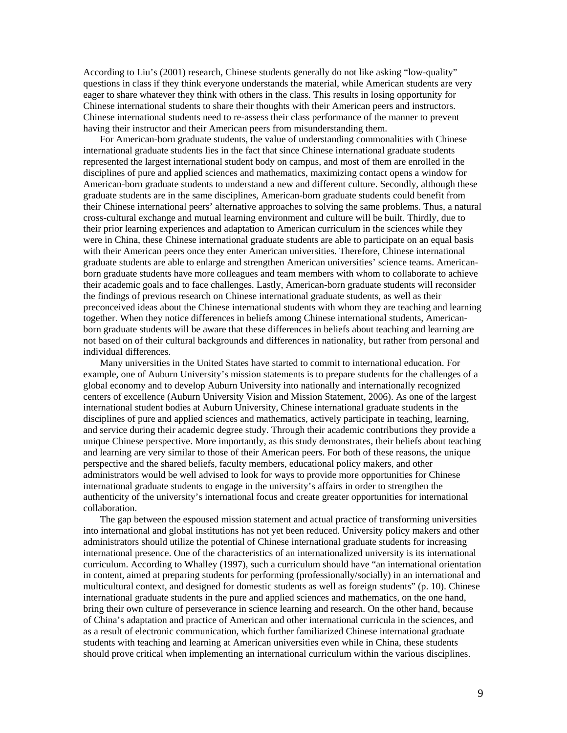According to Liu's (2001) research, Chinese students generally do not like asking "low-quality" questions in class if they think everyone understands the material, while American students are very eager to share whatever they think with others in the class. This results in losing opportunity for Chinese international students to share their thoughts with their American peers and instructors. Chinese international students need to re-assess their class performance of the manner to prevent having their instructor and their American peers from misunderstanding them.

For American-born graduate students, the value of understanding commonalities with Chinese international graduate students lies in the fact that since Chinese international graduate students represented the largest international student body on campus, and most of them are enrolled in the disciplines of pure and applied sciences and mathematics, maximizing contact opens a window for American-born graduate students to understand a new and different culture. Secondly, although these graduate students are in the same disciplines, American-born graduate students could benefit from their Chinese international peers' alternative approaches to solving the same problems. Thus, a natural cross-cultural exchange and mutual learning environment and culture will be built. Thirdly, due to their prior learning experiences and adaptation to American curriculum in the sciences while they were in China, these Chinese international graduate students are able to participate on an equal basis with their American peers once they enter American universities. Therefore, Chinese international graduate students are able to enlarge and strengthen American universities' science teams. American-born graduate students have more colleagues and team members with whom to collaborate to achieve their academic goals and to face challenges. Lastly, American-born graduate students will reconsider the findings of previous research on Chinese international graduate students, as well as their preconceived ideas about the Chinese international students with whom they are teaching and learning together. When they notice differences in beliefs among Chinese international students, American-born graduate students will be aware that these differences in beliefs about teaching and learning are not based on of their cultural backgrounds and differences in nationality, but rather from personal and individual differences.

Many universities in the United States have started to commit to international education. For example, one of Auburn University's mission statements is to prepare students for the challenges of a global economy and to develop Auburn University into nationally and internationally recognized centers of excellence (Auburn University Vision and Mission Statement, 2006). As one of the largest international student bodies at Auburn University, Chinese international graduate students in the disciplines of pure and applied sciences and mathematics, actively participate in teaching, learning, and service during their academic degree study. Through their academic contributions they provide a unique Chinese perspective. More importantly, as this study demonstrates, their beliefs about teaching and learning are very similar to those of their American peers. For both of these reasons, the unique perspective and the shared beliefs, faculty members, educational policy makers, and other administrators would be well advised to look for ways to provide more opportunities for Chinese international graduate students to engage in the university's affairs in order to strengthen the authenticity of the university's international focus and create greater opportunities for international collaboration.

The gap between the espoused mission statement and actual practice of transforming universities into international and global institutions has not yet been reduced. University policy makers and other administrators should utilize the potential of Chinese international graduate students for increasing international presence. One of the characteristics of an internationalized university is its international curriculum. According to Whalley (1997), such a curriculum should have "an international orientation in content, aimed at preparing students for performing (professionally/socially) in an international and multicultural context, and designed for domestic students as well as foreign students" (p. 10). Chinese international graduate students in the pure and applied sciences and mathematics, on the one hand, bring their own culture of perseverance in science learning and research. On the other hand, because of China's adaptation and practice of American and other international curricula in the sciences, and as a result of electronic communication, which further familiarized Chinese international graduate students with teaching and learning at American universities even while in China, these students should prove critical when implementing an international curriculum within the various disciplines.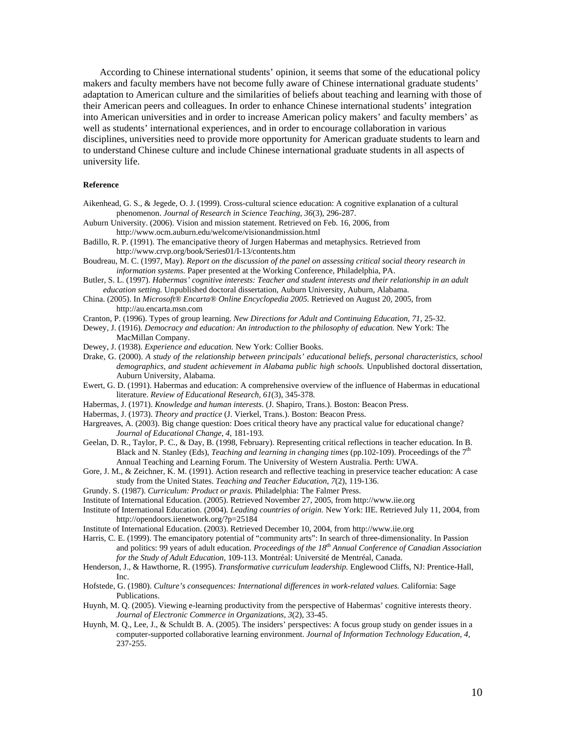According to Chinese international students' opinion, it seems that some of the educational policy makers and faculty members have not become fully aware of Chinese international graduate students' adaptation to American culture and the similarities of beliefs about teaching and learning with those of their American peers and colleagues. In order to enhance Chinese international students' integration into American universities and in order to increase American policy makers' and faculty members' as well as students' international experiences, and in order to encourage collaboration in various disciplines, universities need to provide more opportunity for American graduate students to learn and to understand Chinese culture and include Chinese international graduate students in all aspects of university life.

**Reference**

Aikenhead, G. S., & Jegede, O. J. (1999). Cross-cultural science education: A cognitive explanation of a cultural phenomenon. *Journal of Research in Science Teaching, 36*(3), 296-287.

Auburn University. (2006). Vision and mission statement. Retrieved on Feb. 16, 2006, from http://www.ocm.auburn.edu/welcome/visionandmission.html

Badillo, R. P. (1991). The emancipative theory of Jurgen Habermas and metaphysics. Retrieved from http://www.crvp.org/book/Series01/I-13/contents.htm

Boudreau, M. C. (1997, May). *Report on the discussion of the panel on assessing critical social theory research in information systems.* Paper presented at the Working Conference, Philadelphia, PA.

Butler, S. L. (1997). *Habermas' cognitive interests: Teacher and student interests and their relationship in an adult education setting.* Unpublished doctoral dissertation, Auburn University, Auburn, Alabama.

China. (2005). In *Microsoft® Encarta® Online Encyclopedia 2005.* Retrieved on August 20, 2005, from http://au.encarta.msn.com

Cranton, P. (1996). Types of group learning. *New Directions for Adult and Continuing Education, 71*, 25-32.

Dewey, J. (1916). *Democracy and education: An introduction to the philosophy of education.* New York: The MacMillan Company.

Dewey, J. (1938). *Experience and education.* New York: Collier Books.

Drake, G. (2000). *A study of the relationship between principals' educational beliefs, personal characteristics, school demographics, and student achievement in Alabama public high schools.* Unpublished doctoral dissertation, Auburn University, Alabama.

Ewert, G. D. (1991). Habermas and education: A comprehensive overview of the influence of Habermas in educational literature. *Review of Educational Research, 61*(3), 345-378.

Habermas, J. (1971). *Knowledge and human interests*. (J. Shapiro, Trans.). Boston: Beacon Press.

Habermas, J. (1973). *Theory and practice* (J. Vierkel, Trans.). Boston: Beacon Press.

Hargreaves, A. (2003). Big change question: Does critical theory have any practical value for educational change? *Journal of Educational Change, 4*, 181-193.

Geelan, D. R., Taylor, P. C., & Day, B. (1998, February). Representing critical reflections in teacher education. In B. Black and N. Stanley (Eds), *Teaching and learning in changing times* (pp.102-109). Proceedings of the 7th Annual Teaching and Learning Forum. The University of Western Australia. Perth: UWA.

Gore, J. M., & Zeichner, K. M. (1991). Action research and reflective teaching in preservice teacher education: A case study from the United States. *Teaching and Teacher Education, 7*(2), 119-136.

Grundy. S. (1987). *Curriculum: Product or praxis.* Philadelphia: The Falmer Press.

Institute of International Education. (2005). Retrieved November 27, 2005, from http://www.iie.org

Institute of International Education. (2004). *Leading countries of origin.* New York: IIE. Retrieved July 11, 2004, from http://opendoors.iienetwork.org/?p=25184

Institute of International Education. (2003). Retrieved December 10, 2004, from http://www.iie.org

Harris, C. E. (1999). The emancipatory potential of "community arts": In search of three-dimensionality. In Passion and politics: 99 years of adult education. *Proceedings of the 18th Annual Conference of Canadian Association for the Study of Adult Education,* 109-113. Montréal: Université de Mentréal, Canada.

Henderson, J., & Hawthorne, R. (1995). *Transformative curriculum leadership.* Englewood Cliffs, NJ: Prentice-Hall, Inc.

Hofstede, G. (1980). *Culture's consequences: International differences in work-related values.* California: Sage Publications.

Huynh, M. Q. (2005). Viewing e-learning productivity from the perspective of Habermas' cognitive interests theory. *Journal of Electronic Commerce in Organizations, 3*(2), 33-45.

Huynh, M. Q., Lee, J., & Schuldt B. A. (2005). The insiders' perspectives: A focus group study on gender issues in a computer-supported collaborative learning environment. *Journal of Information Technology Education, 4*, 237-255.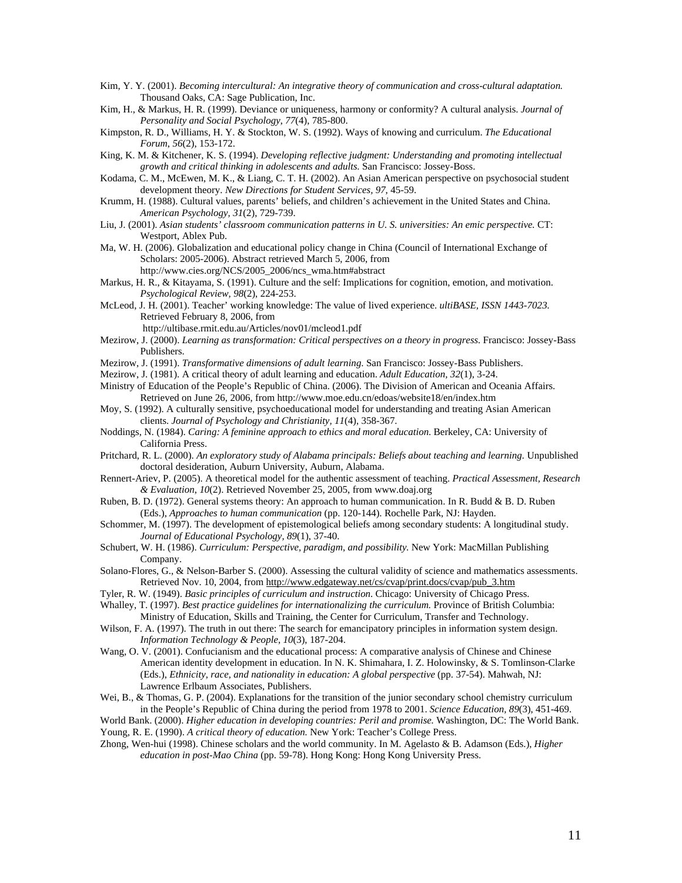Kim, Y. Y. (2001). *Becoming intercultural: An integrative theory of communication and cross-cultural adaptation.* Thousand Oaks, CA: Sage Publication, Inc.

Kim, H., & Markus, H. R. (1999). Deviance or uniqueness, harmony or conformity? A cultural analysis. *Journal of Personality and Social Psychology, 77*(4), 785-800.

Kimpston, R. D., Williams, H. Y. & Stockton, W. S. (1992). Ways of knowing and curriculum. *The Educational Forum, 56*(2), 153-172.

King, K. M. & Kitchener, K. S. (1994). *Developing reflective judgment: Understanding and promoting intellectual growth and critical thinking in adolescents and adults.* San Francisco: Jossey-Boss.

Kodama, C. M., McEwen, M. K., & Liang, C. T. H. (2002). An Asian American perspective on psychosocial student development theory. *New Directions for Student Services, 97*, 45-59.

Krumm, H. (1988). Cultural values, parents' beliefs, and children's achievement in the United States and China. *American Psychology, 31*(2), 729-739.

Liu, J. (2001). *Asian students' classroom communication patterns in U. S. universities: An emic perspective.* CT: Westport, Ablex Pub.

Ma, W. H. (2006). Globalization and educational policy change in China (Council of International Exchange of Scholars: 2005-2006). Abstract retrieved March 5, 2006, from http://www.cies.org/NCS/2005_2006/ncs_wma.htm#abstract

Markus, H. R., & Kitayama, S. (1991). Culture and the self: Implications for cognition, emotion, and motivation. *Psychological Review, 98*(2), 224-253.

McLeod, J. H. (2001). Teacher' working knowledge: The value of lived experience. *ultiBASE, ISSN 1443-7023.* Retrieved February 8, 2006, from http://ultibase.rmit.edu.au/Articles/nov01/mcleod1.pdf

Mezirow, J. (2000). *Learning as transformation: Critical perspectives on a theory in progress.* Francisco: Jossey-Bass Publishers.

Mezirow, J. (1991). *Transformative dimensions of adult learning.* San Francisco: Jossey-Bass Publishers.

Mezirow, J. (1981). A critical theory of adult learning and education. *Adult Education, 32*(1), 3-24.

Ministry of Education of the People's Republic of China. (2006). The Division of American and Oceania Affairs. Retrieved on June 26, 2006, from http://www.moe.edu.cn/edoas/website18/en/index.htm

Moy, S. (1992). A culturally sensitive, psychoeducational model for understanding and treating Asian American clients. *Journal of Psychology and Christianity, 11*(4), 358-367.

Noddings, N. (1984). *Caring: A feminine approach to ethics and moral education.* Berkeley, CA: University of California Press.

Pritchard, R. L. (2000). *An exploratory study of Alabama principals: Beliefs about teaching and learning.* Unpublished doctoral desideration, Auburn University, Auburn, Alabama.

Rennert-Ariev, P. (2005). A theoretical model for the authentic assessment of teaching. *Practical Assessment, Research & Evaluation, 10*(2). Retrieved November 25, 2005, from www.doaj.org

Ruben, B. D. (1972). General systems theory: An approach to human communication. In R. Budd & B. D. Ruben (Eds.), *Approaches to human communication* (pp. 120-144). Rochelle Park, NJ: Hayden.

Schommer, M. (1997). The development of epistemological beliefs among secondary students: A longitudinal study. *Journal of Educational Psychology, 89*(1), 37-40.

Schubert, W. H. (1986). *Curriculum: Perspective, paradigm, and possibility.* New York: MacMillan Publishing Company.

Solano-Flores, G., & Nelson-Barber S. (2000). Assessing the cultural validity of science and mathematics assessments. Retrieved Nov. 10, 2004, from http://www.edgateway.net/cs/cvap/print.docs/cvap/pub_3.htm

Tyler, R. W. (1949). *Basic principles of curriculum and instruction*. Chicago: University of Chicago Press.

Whalley, T. (1997). *Best practice guidelines for internationalizing the curriculum.* Province of British Columbia: Ministry of Education, Skills and Training, the Center for Curriculum, Transfer and Technology.

Wilson, F. A. (1997). The truth in out there: The search for emancipatory principles in information system design. *Information Technology & People, 10*(3), 187-204.

Wang, O. V. (2001). Confucianism and the educational process: A comparative analysis of Chinese and Chinese American identity development in education. In N. K. Shimahara, I. Z. Holowinsky, & S. Tomlinson-Clarke (Eds.), *Ethnicity, race, and nationality in education: A global perspective* (pp. 37-54). Mahwah, NJ: Lawrence Erlbaum Associates, Publishers.

Wei, B., & Thomas, G. P. (2004). Explanations for the transition of the junior secondary school chemistry curriculum in the People's Republic of China during the period from 1978 to 2001. *Science Education, 89*(3), 451-469.

World Bank. (2000). *Higher education in developing countries: Peril and promise.* Washington, DC: The World Bank.

Young, R. E. (1990). *A critical theory of education.* New York: Teacher's College Press.

Zhong, Wen-hui (1998). Chinese scholars and the world community. In M. Agelasto & B. Adamson (Eds.), *Higher education in post-Mao China* (pp. 59-78). Hong Kong: Hong Kong University Press.